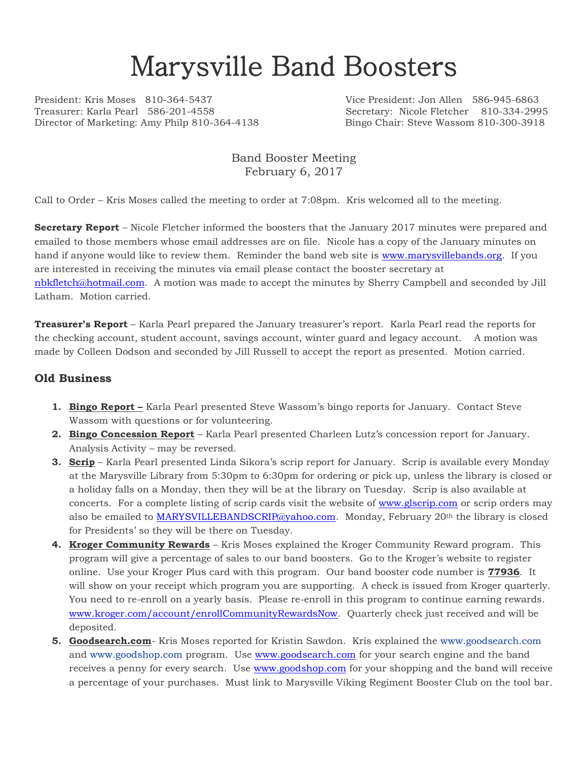# Marysville Band Boosters

President: Kris Moses 810-364-5437
Vice President: Jon Allen 586-945-6863
Treasurer: Karla Pearl 586-201-4558
Secretary: Nicole Fletcher 810-334-2995
Director of Marketing: Amy Philp 810-364-4138
Bingo Chair: Steve Wassom 810-300-3918

Band Booster Meeting
February 6, 2017

Call to Order – Kris Moses called the meeting to order at 7:08pm. Kris welcomed all to the meeting.

**Secretary Report** – Nicole Fletcher informed the boosters that the January 2017 minutes were prepared and emailed to those members whose email addresses are on file. Nicole has a copy of the January minutes on hand if anyone would like to review them. Reminder the band web site is www.marysvillebands.org. If you are interested in receiving the minutes via email please contact the booster secretary at nbkfletch@hotmail.com. A motion was made to accept the minutes by Sherry Campbell and seconded by Jill Latham. Motion carried.

**Treasurer's Report** – Karla Pearl prepared the January treasurer's report. Karla Pearl read the reports for the checking account, student account, savings account, winter guard and legacy account. A motion was made by Colleen Dodson and seconded by Jill Russell to accept the report as presented. Motion carried.

## Old Business

1. **Bingo Report –** Karla Pearl presented Steve Wassom's bingo reports for January. Contact Steve Wassom with questions or for volunteering.
2. **Bingo Concession Report** – Karla Pearl presented Charleen Lutz's concession report for January. Analysis Activity – may be reversed.
3. **Scrip** – Karla Pearl presented Linda Sikora's scrip report for January. Scrip is available every Monday at the Marysville Library from 5:30pm to 6:30pm for ordering or pick up, unless the library is closed or a holiday falls on a Monday, then they will be at the library on Tuesday. Scrip is also available at concerts. For a complete listing of scrip cards visit the website of www.glscrip.com or scrip orders may also be emailed to MARYSVILLEBANDSCRIP@yahoo.com. Monday, February 20th the library is closed for Presidents' so they will be there on Tuesday.
4. **Kroger Community Rewards** – Kris Moses explained the Kroger Community Reward program. This program will give a percentage of sales to our band boosters. Go to the Kroger's website to register online. Use your Kroger Plus card with this program. Our band booster code number is **77936**. It will show on your receipt which program you are supporting. A check is issued from Kroger quarterly. You need to re-enroll on a yearly basis. Please re-enroll in this program to continue earning rewards. www.kroger.com/account/enrollCommunityRewardsNow. Quarterly check just received and will be deposited.
5. **Goodsearch.com**- Kris Moses reported for Kristin Sawdon. Kris explained the www.goodsearch.com and www.goodshop.com program. Use www.goodsearch.com for your search engine and the band receives a penny for every search. Use www.goodshop.com for your shopping and the band will receive a percentage of your purchases. Must link to Marysville Viking Regiment Booster Club on the tool bar.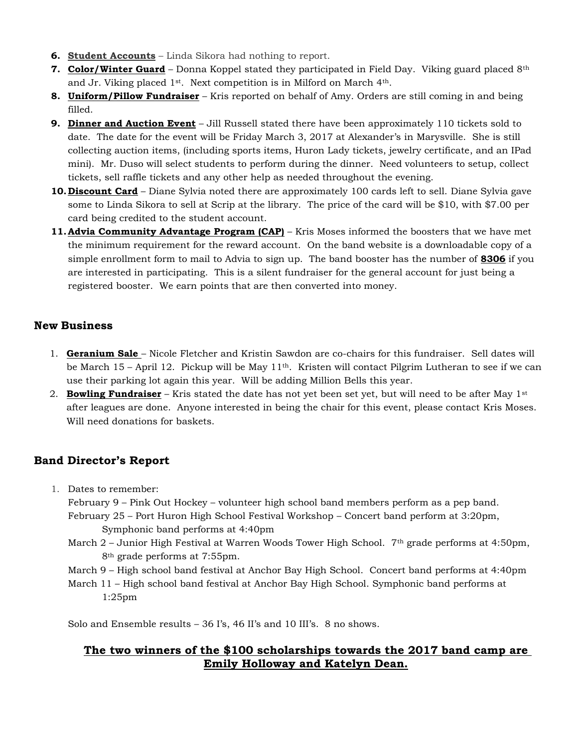6. **Student Accounts** – Linda Sikora had nothing to report.
7. **Color/Winter Guard** – Donna Koppel stated they participated in Field Day. Viking guard placed 8th and Jr. Viking placed 1st. Next competition is in Milford on March 4th.
8. **Uniform/Pillow Fundraiser** – Kris reported on behalf of Amy. Orders are still coming in and being filled.
9. **Dinner and Auction Event** – Jill Russell stated there have been approximately 110 tickets sold to date. The date for the event will be Friday March 3, 2017 at Alexander's in Marysville. She is still collecting auction items, (including sports items, Huron Lady tickets, jewelry certificate, and an IPad mini). Mr. Duso will select students to perform during the dinner. Need volunteers to setup, collect tickets, sell raffle tickets and any other help as needed throughout the evening.
10. **Discount Card** – Diane Sylvia noted there are approximately 100 cards left to sell. Diane Sylvia gave some to Linda Sikora to sell at Scrip at the library. The price of the card will be $10, with $7.00 per card being credited to the student account.
11. **Advia Community Advantage Program (CAP)** – Kris Moses informed the boosters that we have met the minimum requirement for the reward account. On the band website is a downloadable copy of a simple enrollment form to mail to Advia to sign up. The band booster has the number of **8306** if you are interested in participating. This is a silent fundraiser for the general account for just being a registered booster. We earn points that are then converted into money.

## New Business

1. **Geranium Sale** – Nicole Fletcher and Kristin Sawdon are co-chairs for this fundraiser. Sell dates will be March 15 – April 12. Pickup will be May 11th. Kristen will contact Pilgrim Lutheran to see if we can use their parking lot again this year. Will be adding Million Bells this year.
2. **Bowling Fundraiser** – Kris stated the date has not yet been set yet, but will need to be after May 1st after leagues are done. Anyone interested in being the chair for this event, please contact Kris Moses. Will need donations for baskets.

## Band Director's Report

1. Dates to remember:
   February 9 – Pink Out Hockey – volunteer high school band members perform as a pep band.
   February 25 – Port Huron High School Festival Workshop – Concert band perform at 3:20pm, Symphonic band performs at 4:40pm
   March 2 – Junior High Festival at Warren Woods Tower High School. 7th grade performs at 4:50pm, 8th grade performs at 7:55pm.
   March 9 – High school band festival at Anchor Bay High School. Concert band performs at 4:40pm
   March 11 – High school band festival at Anchor Bay High School. Symphonic band performs at 1:25pm

   Solo and Ensemble results – 36 I's, 46 II's and 10 III's. 8 no shows.

**The two winners of the $100 scholarships towards the 2017 band camp are Emily Holloway and Katelyn Dean.**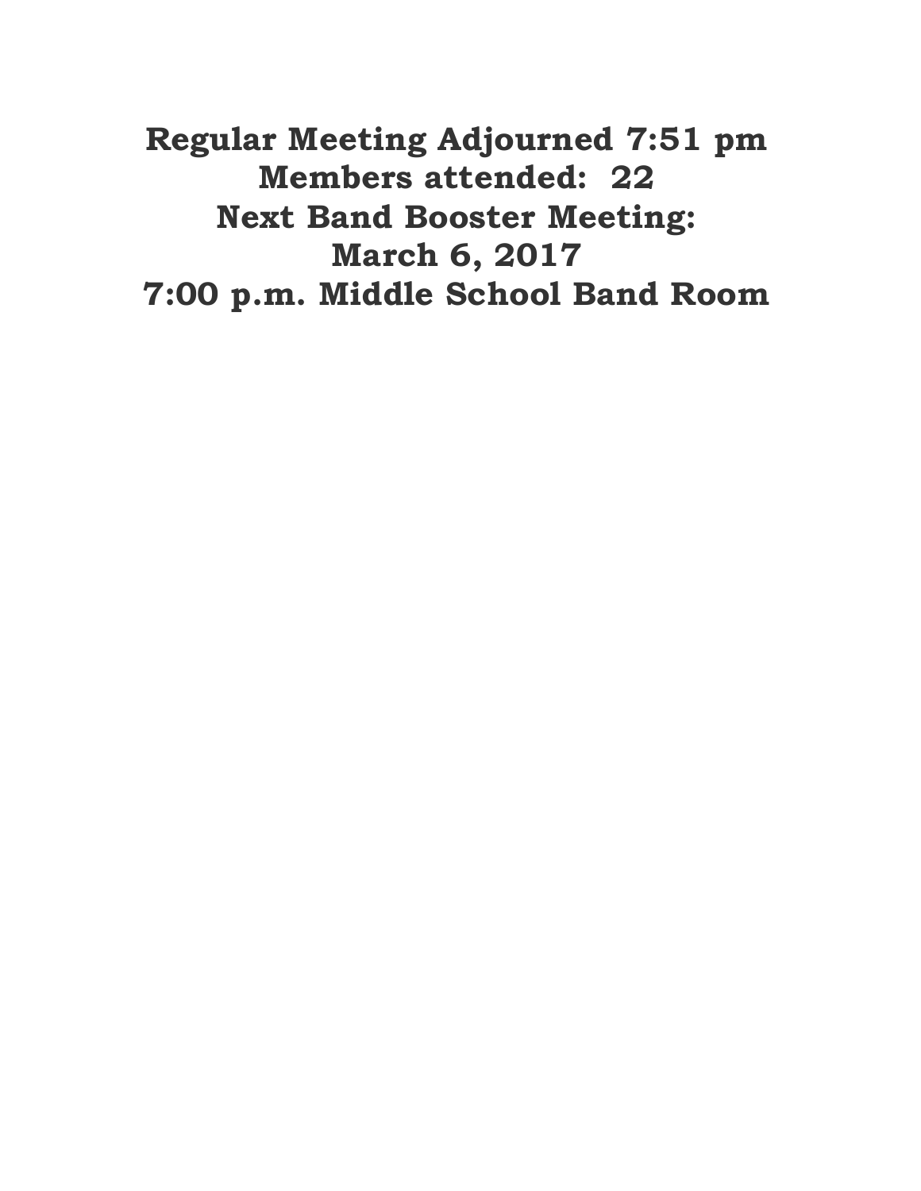**Regular Meeting Adjourned 7:51 pm**
**Members attended: 22**
**Next Band Booster Meeting:**
**March 6, 2017**
**7:00 p.m. Middle School Band Room**